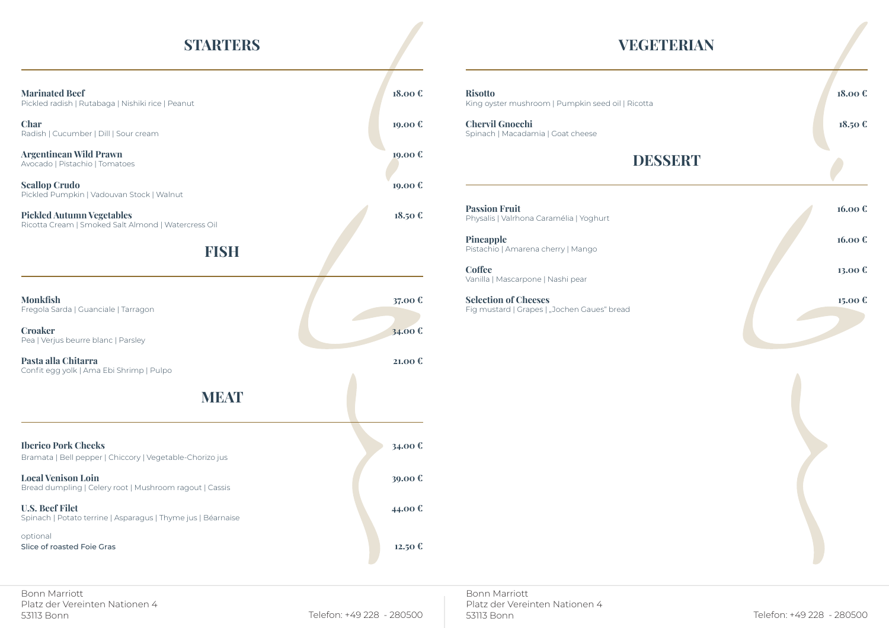## STARTERS

**Marinated Beef** 18.00 €
Pickled radish | Rutabaga | Nishiki rice | Peanut

**Char** 19.00 €
Radish | Cucumber | Dill | Sour cream

**Argentinean Wild Prawn** 19.00 €
Avocado | Pistachio | Tomatoes

**Scallop Crudo** 19.00 €
Pickled Pumpkin | Vadouvan Stock | Walnut

**Pickled Autumn Vegetables** 18.50 €
Ricotta Cream | Smoked Salt Almond | Watercress Oil

## FISH

**Monkfish** 37.00 €
Fregola Sarda | Guanciale | Tarragon

**Croaker** 34.00 €
Pea | Verjus beurre blanc | Parsley

**Pasta alla Chitarra** 21.00 €
Confit egg yolk | Ama Ebi Shrimp | Pulpo

## MEAT

**Iberico Pork Cheeks** 34.00 €
Bramata | Bell pepper | Chiccory | Vegetable-Chorizo jus

**Local Venison Loin** 39.00 €
Bread dumpling | Celery root | Mushroom ragout | Cassis

**U.S. Beef Filet** 44.00 €
Spinach | Potato terrine | Asparagus | Thyme jus | Béarnaise

optional
Slice of roasted Foie Gras 12.50 €

Bonn Marriott
Platz der Vereinten Nationen 4
53113 Bonn
Telefon: +49 228 - 280500

## VEGETERIAN

**Risotto** 18.00 €
King oyster mushroom | Pumpkin seed oil | Ricotta

**Chervil Gnocchi** 18.50 €
Spinach | Macadamia | Goat cheese

## DESSERT

**Passion Fruit** 16.00 €
Physalis | Valrhona Caramélia | Yoghurt

**Pineapple** 16.00 €
Pistachio | Amarena cherry | Mango

**Coffee** 13.00 €
Vanilla | Mascarpone | Nashi pear

**Selection of Cheeses** 15.00 €
Fig mustard | Grapes | „Jochen Gaues" bread

Bonn Marriott
Platz der Vereinten Nationen 4
53113 Bonn
Telefon: +49 228 - 280500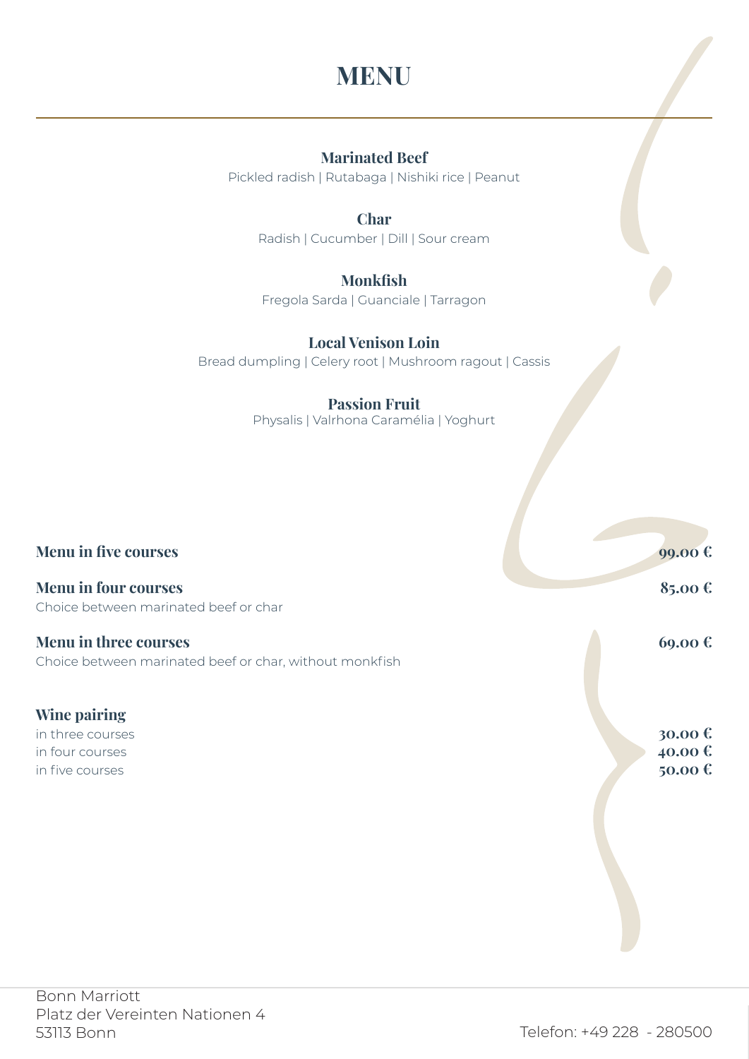# MENU

**Marinated Beef**
Pickled radish | Rutabaga | Nishiki rice | Peanut

**Char**
Radish | Cucumber | Dill | Sour cream

**Monkfish**
Fregola Sarda | Guanciale | Tarragon

**Local Venison Loin**
Bread dumpling | Celery root | Mushroom ragout | Cassis

**Passion Fruit**
Physalis | Valrhona Caramélia | Yoghurt

| | |
|---|---|
| **Menu in five courses** | **99.00 €** |
| **Menu in four courses**<br>Choice between marinated beef or char | **85.00 €** |
| **Menu in three courses**<br>Choice between marinated beef or char, without monkfish | **69.00 €** |

**Wine pairing**

| | |
|---|---|
| in three courses | **30.00 €** |
| in four courses | **40.00 €** |
| in five courses | **50.00 €** |

Bonn Marriott
Platz der Vereinten Nationen 4
53113 Bonn

Telefon: +49 228 - 280500